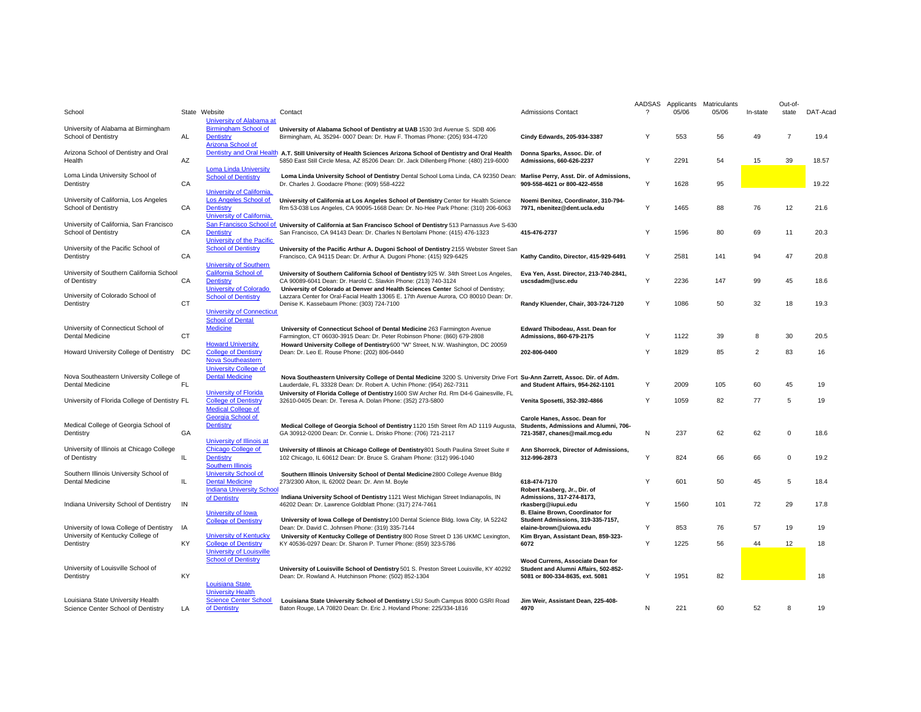| School | State | Website | Contact | Admissions Contact | AADSAS ? | Applicants 05/06 | Matriculants 05/06 | In-state | Out-of-state | DAT-Acad |
|---|---|---|---|---|---|---|---|---|---|---|
| University of Alabama at Birmingham School of Dentistry | AL | University of Alabama at Birmingham School of Dentistry | **University of Alabama School of Dentistry at UAB** 1530 3rd Avenue S. SDB 406 Birmingham, AL 35294- 0007 Dean: Dr. Huw F. Thomas Phone: (205) 934-4720 | **Cindy Edwards, 205-934-3387** | Y | 553 | 56 | 49 | 7 | 19.4 |
| Arizona School of Dentistry and Oral Health | AZ | Arizona School of Dentistry and Oral Health | **A.T. Still University of Health Sciences Arizona School of Dentistry and Oral Health** 5850 East Still Circle Mesa, AZ 85206 Dean: Dr. Jack Dillenberg Phone: (480) 219-6000 | **Donna Sparks, Assoc. Dir. of Admissions, 660-626-2237** | Y | 2291 | 54 | 15 | 39 | 18.57 |
| Loma Linda University School of Dentistry | CA | Loma Linda University School of Dentistry | **Loma Linda University School of Dentistry** Dental School Loma Linda, CA 92350 Dean: Dr. Charles J. Goodacre Phone: (909) 558-4222 | **Marlise Perry, Asst. Dir. of Admissions, 909-558-4621 or 800-422-4558** | Y | 1628 | 95 | | | 19.22 |
| University of California, Los Angeles School of Dentistry | CA | University of California, Los Angeles School of Dentistry | **University of California at Los Angeles School of Dentistry** Center for Health Science Rm 53-038 Los Angeles, CA 90095-1668 Dean: Dr. No-Hee Park Phone: (310) 206-6063 | **Noemi Benitez, Coordinator, 310-794-7971, nbenitez@dent.ucla.edu** | Y | 1465 | 88 | 76 | 12 | 21.6 |
| University of California, San Francisco School of Dentistry | CA | University of California, San Francisco School of Dentistry | **University of California at San Francisco School of Dentistry** 513 Parnassus Ave S-630 San Francisco, CA 94143 Dean: Dr. Charles N Bertolami Phone: (415) 476-1323 | **415-476-2737** | Y | 1596 | 80 | 69 | 11 | 20.3 |
| University of the Pacific School of Dentistry | CA | University of the Pacific School of Dentistry | **University of the Pacific Arthur A. Dugoni School of Dentistry** 2155 Webster Street San Francisco, CA 94115 Dean: Dr. Arthur A. Dugoni Phone: (415) 929-6425 | **Kathy Candito, Director, 415-929-6491** | Y | 2581 | 141 | 94 | 47 | 20.8 |
| University of Southern California School of Dentistry | CA | University of Southern California School of Dentistry | **University of Southern California School of Dentistry** 925 W. 34th Street Los Angeles, CA 90089-6041 Dean: Dr. Harold C. Slavkin Phone: (213) 740-3124 | **Eva Yen, Asst. Director, 213-740-2841, uscsdadm@usc.edu** | Y | 2236 | 147 | 99 | 45 | 18.6 |
| University of Colorado School of Dentistry | CT | University of Colorado School of Dentistry | **University of Colorado at Denver and Health Sciences Center** School of Dentistry; Lazzara Center for Oral-Facial Health 13065 E. 17th Avenue Aurora, CO 80010 Dean: Dr. Denise K. Kassebaum Phone: (303) 724-7100 | **Randy Kluender, Chair, 303-724-7120** | Y | 1086 | 50 | 32 | 18 | 19.3 |
| University of Connecticut School of Dental Medicine | CT | University of Connecticut School of Dental Medicine | **University of Connecticut School of Dental Medicine** 263 Farmington Avenue Farmington, CT 06030-3915 Dean: Dr. Peter Robinson Phone: (860) 679-2808 | **Edward Thibodeau, Asst. Dean for Admissions, 860-679-2175** | Y | 1122 | 39 | 8 | 30 | 20.5 |
| Howard University College of Dentistry | DC | Howard University College of Dentistry | **Howard University College of Dentistry** 600 "W" Street, N.W. Washington, DC 20059 Dean: Dr. Leo E. Rouse Phone: (202) 806-0440 | **202-806-0400** | Y | 1829 | 85 | 2 | 83 | 16 |
| Nova Southeastern University College of Dental Medicine | FL | Nova Southeastern University College of Dental Medicine | **Nova Southeastern University College of Dental Medicine** 3200 S. University Drive Fort Lauderdale, FL 33328 Dean: Dr. Robert A. Uchin Phone: (954) 262-7311 | **Su-Ann Zarrett, Assoc. Dir. of Adm. and Student Affairs, 954-262-1101** | Y | 2009 | 105 | 60 | 45 | 19 |
| University of Florida College of Dentistry | FL | University of Florida College of Dentistry | **University of Florida College of Dentistry** 1600 SW Archer Rd. Rm D4-6 Gainesville, FL 32610-0405 Dean: Dr. Teresa A. Dolan Phone: (352) 273-5800 | **Venita Sposetti, 352-392-4866** | Y | 1059 | 82 | 77 | 5 | 19 |
| Medical College of Georgia School of Dentistry | GA | Medical College of Georgia School of Dentistry | **Medical College of Georgia School of Dentistry** 1120 15th Street Rm AD 1119 Augusta, GA 30912-0200 Dean: Dr. Connie L. Drisko Phone: (706) 721-2117 | **Carole Hanes, Assoc. Dean for Students, Admissions and Alumni, 706-721-3587, chanes@mail.mcg.edu** | N | 237 | 62 | 62 | 0 | 18.6 |
| University of Illinois at Chicago College of Dentistry | IL | University of Illinois at Chicago College of Dentistry | **University of Illinois at Chicago College of Dentistry** 801 South Paulina Street Suite # 102 Chicago, IL 60612 Dean: Dr. Bruce S. Graham Phone: (312) 996-1040 | **Ann Shorrock, Director of Admissions, 312-996-2873** | Y | 824 | 66 | 66 | 0 | 19.2 |
| Southern Illinois University School of Dental Medicine | IL | Southern Illinois University School of Dental Medicine | **Southern Illinois University School of Dental Medicine** 2800 College Avenue Bldg 273/2300 Alton, IL 62002 Dean: Dr. Ann M. Boyle | **618-474-7170** | Y | 601 | 50 | 45 | 5 | 18.4 |
| Indiana University School of Dentistry | IN | Indiana University School of Dentistry | **Indiana University School of Dentistry** 1121 West Michigan Street Indianapolis, IN 46202 Dean: Dr. Lawrence Goldblatt Phone: (317) 274-7461 | **Robert Kasberg, Jr., Dir. of Admissions, 317-274-8173, rkasberg@iupui.edu** | Y | 1560 | 101 | 72 | 29 | 17.8 |
| University of Iowa College of Dentistry | IA | University of Iowa College of Dentistry | **University of Iowa College of Dentistry** 100 Dental Science Bldg. Iowa City, IA 52242 Dean: Dr. David C. Johnsen Phone: (319) 335-7144 | **B. Elaine Brown, Coordinator for Student Admissions, 319-335-7157, elaine-brown@uiowa.edu** | Y | 853 | 76 | 57 | 19 | 19 |
| University of Kentucky College of Dentistry | KY | University of Kentucky College of Dentistry | **University of Kentucky College of Dentistry** 800 Rose Street D 136 UKMC Lexington, KY 40536-0297 Dean: Dr. Sharon P. Turner Phone: (859) 323-5786 | **Kim Bryan, Assistant Dean, 859-323-6072** | Y | 1225 | 56 | 44 | 12 | 18 |
| University of Louisville School of Dentistry | KY | University of Louisville School of Dentistry | **University of Louisville School of Dentistry** 501 S. Preston Street Louisville, KY 40292 Dean: Dr. Rowland A. Hutchinson Phone: (502) 852-1304 | **Wood Currens, Associate Dean for Student and Alumni Affairs, 502-852-5081 or 800-334-8635, ext. 5081** | Y | 1951 | 82 | | | 18 |
| Louisiana State University Health Science Center School of Dentistry | LA | Louisiana State University Health Science Center School of Dentistry | **Louisiana State University School of Dentistry** LSU South Campus 8000 GSRI Road Baton Rouge, LA 70820 Dean: Dr. Eric J. Hovland Phone: 225/334-1816 | **Jim Weir, Assistant Dean, 225-408-4970** | N | 221 | 60 | 52 | 8 | 19 |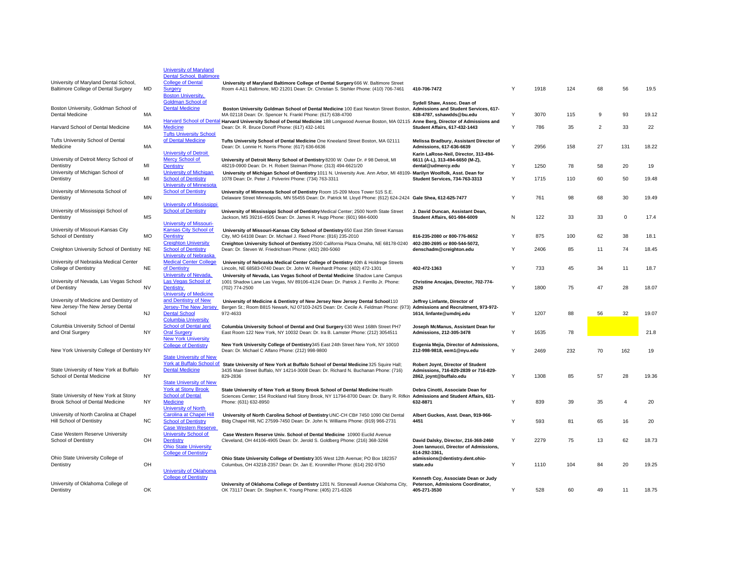| | | | | | | | | | | |
|---|---|---|---|---|---|---|---|---|---|---|
| University of Maryland Dental School, Baltimore College of Dental Surgery | MD | University of Maryland Dental School, Baltimore College of Dental Surgery | **University of Maryland Baltimore College of Dental Surgery** 666 W. Baltimore Street Room 4-A11 Baltimore, MD 21201 Dean: Dr. Christian S. Stohler Phone: (410) 706-7461 | **410-706-7472** | Y | 1918 | 124 | 68 | 56 | 19.5 |
| Boston University, Goldman School of Dental Medicine | MA | Boston University, Goldman School of Dental Medicine | **Boston University Goldman School of Dental Medicine** 100 East Newton Street Boston, MA 02118 Dean: Dr. Spencer N. Frankl Phone: (617) 638-4700 | **Sydell Shaw, Assoc. Dean of Admissions and Student Services, 617-638-4787, sshawdds@bu.edu** | Y | 3070 | 115 | 9 | 93 | 19.12 |
| Harvard School of Dental Medicine | MA | Harvard School of Dental Medicine | **Harvard University School of Dental Medicine** 188 Longwood Avenue Boston, MA 02115 Dean: Dr. R. Bruce Donoff Phone: (617) 432-1401 | **Anne Berg, Director of Admissions and Student Affairs, 617-432-1443** | Y | 786 | 35 | 2 | 33 | 22 |
| Tufts University School of Dental Medicine | MA | Tufts University School of Dental Medicine | **Tufts University School of Dental Medicine** One Kneeland Street Boston, MA 02111 Dean: Dr. Lonnie H. Norris Phone: (617) 636-6636 | **Melissa Bradbury, Assistant Director of Admissions, 617-636-6639** | Y | 2956 | 158 | 27 | 131 | 18.22 |
| University of Detroit Mercy School of Dentistry | MI | University of Detroit Mercy School of Dentistry | **University of Detroit Mercy School of Dentistry** 8200 W. Outer Dr. # 98 Detroit, MI 48219-0900 Dean: Dr. H. Robert Steiman Phone: (313) 494-6621/20 | **Karin LaRose-Neil, Director, 313-494-6611 (A-L), 313-494-6650 (M-Z), dental@udmercy.edu** | Y | 1250 | 78 | 58 | 20 | 19 |
| University of Michigan School of Dentistry | MI | University of Michigan School of Dentistry | **University of Michigan School of Dentistry** 1011 N. University Ave. Ann Arbor, MI 48109-1078 Dean: Dr. Peter J. Polverini Phone: (734) 763-3311 | **Marilyn Woolfolk, Asst. Dean for Student Services, 734-763-3313** | Y | 1715 | 110 | 60 | 50 | 19.48 |
| University of Minnesota School of Dentistry | MN | University of Minnesota School of Dentistry | **University of Minnesota School of Dentistry** Room 15-209 Moos Tower 515 S.E. Delaware Street Minneapolis, MN 55455 Dean: Dr. Patrick M. Lloyd Phone: (612) 624-2424 | **Gale Shea, 612-625-7477** | Y | 761 | 98 | 68 | 30 | 19.49 |
| University of Mississippi School of Dentistry | MS | University of Mississippi School of Dentistry | **University of Mississippi School of Dentistry** Medical Center; 2500 North State Street Jackson, MS 39216-4505 Dean: Dr. James R. Hupp Phone: (601) 984-6000 | **J. David Duncan, Assistant Dean, Student Affairs, 601-984-6009** | N | 122 | 33 | 33 | 0 | 17.4 |
| University of Missouri-Kansas City School of Dentistry | MO | University of Missouri-Kansas City School of Dentistry | **University of Missouri-Kansas City School of Dentistry** 650 East 25th Street Kansas City, MO 64108 Dean: Dr. Michael J. Reed Phone: (816) 235-2010 | **816-235-2080 or 800-776-8652** | Y | 875 | 100 | 62 | 38 | 18.1 |
| Creighton University School of Dentistry | NE | Creighton University School of Dentistry | **Creighton University School of Dentistry** 2500 California Plaza Omaha, NE 68178-0240 Dean: Dr. Steven W. Friedrichsen Phone: (402) 280-5060 | **402-280-2695 or 800-544-5072, denschadm@creighton.edu** | Y | 2406 | 85 | 11 | 74 | 18.45 |
| University of Nebraska Medical Center College of Dentistry | NE | University of Nebraska Medical Center College of Dentistry | **University of Nebraska Medical Center College of Dentistry** 40th & Holdrege Streets Lincoln, NE 68583-0740 Dean: Dr. John W. Reinhardt Phone: (402) 472-1301 | **402-472-1363** | Y | 733 | 45 | 34 | 11 | 18.7 |
| University of Nevada, Las Vegas School of Dentistry | NV | University of Nevada, Las Vegas School of Dentistry | **University of Nevada, Las Vegas School of Dental Medicine** Shadow Lane Campus 1001 Shadow Lane Las Vegas, NV 89106-4124 Dean: Dr. Patrick J. Ferrillo Jr. Phone: (702) 774-2500 | **Christine Ancajas, Director, 702-774-2520** | Y | 1800 | 75 | 47 | 28 | 18.07 |
| University of Medicine and Dentistry of New Jersey-The New Jersey Dental School | NJ | University of Medicine and Dentistry of New Jersey-The New Jersey Dental School | **University of Medicine & Dentistry of New Jersey New Jersey Dental School** 110 Bergen St.; Room B815 Newark, NJ 07103-2425 Dean: Dr. Cecile A. Feldman Phone: (973) 972-4633 | **Jeffrey Linfante, Director of Admissions and Recruitment, 973-972-1614, linfante@umdnj.edu** | Y | 1207 | 88 | 56 | 32 | 19.07 |
| Columbia University School of Dental and Oral Surgery | NY | Columbia University School of Dental and Oral Surgery | **Columbia University School of Dental and Oral Surgery** 630 West 168th Street PH7 East Room 122 New York, NY 10032 Dean: Dr. Ira B. Lamster Phone: (212) 3054511 | **Joseph McManus, Assistant Dean for Admissions, 212-305-3478** | Y | 1635 | 78 | | | 21.8 |
| New York University College of Dentistry | NY | New York University College of Dentistry | **New York University College of Dentistry** 345 East 24th Street New York, NY 10010 Dean: Dr. Michael C Alfano Phone: (212) 998-9800 | **Eugenia Mejia, Director of Admissions, 212-998-9818, eem1@nyu.edu** | Y | 2469 | 232 | 70 | 162 | 19 |
| State University of New York at Buffalo School of Dental Medicine | NY | State University of New York at Buffalo School of Dental Medicine | **State University of New York at Buffalo School of Dental Medicine** 325 Squire Hall; 3435 Main Street Buffalo, NY 14214-3008 Dean: Dr. Richard N. Buchanan Phone: (716) 829-2836 | **Robert Joynt, Director of Student Admissions, 716-829-2839 or 716-829-2862, joynt@buffalo.edu** | Y | 1308 | 85 | 57 | 28 | 19.36 |
| State University of New York at Stony Brook School of Dental Medicine | NY | State University of New York at Stony Brook School of Dental Medicine | **State University of New York at Stony Brook School of Dental Medicine** Health Sciences Center; 154 Rockland Hall Stony Brook, NY 11794-8700 Dean: Dr. Barry R. Rifkin Phone: (631) 632-8950 | **Debra Cinotti, Associate Dean for Admissions and Student Affairs, 631-632-8871** | Y | 839 | 39 | 35 | 4 | 20 |
| University of North Carolina at Chapel Hill School of Dentistry | NC | University of North Carolina at Chapel Hill School of Dentistry | **University of North Carolina School of Dentistry** UNC-CH CB# 7450 1090 Old Dental Bldg Chapel Hill, NC 27599-7450 Dean: Dr. John N. Williams Phone: (919) 966-2731 | **Albert Guckes, Asst. Dean, 919-966-4451** | Y | 593 | 81 | 65 | 16 | 20 |
| Case Western Reserve University School of Dentistry | OH | Case Western Reserve University School of Dentistry | **Case Western Reserve Univ. School of Dental Medicine** 10900 Euclid Avenue Cleveland, OH 44106-4905 Dean: Dr. Jerold S. Goldberg Phone: (216) 368-3266 | **David Dalsky, Director, 216-368-2460** | Y | 2279 | 75 | 13 | 62 | 18.73 |
| Ohio State University College of Dentistry | OH | Ohio State University College of Dentistry | **Ohio State University College of Dentistry** 305 West 12th Avenue; PO Box 182357 Columbus, OH 43218-2357 Dean: Dr. Jan E. Kronmiller Phone: (614) 292-9750 | **Joen Iannucci, Director of Admissions, 614-292-3361, admissions@dentistry.dent.ohio-state.edu** | Y | 1110 | 104 | 84 | 20 | 19.25 |
| University of Oklahoma College of Dentistry | OK | University of Oklahoma College of Dentistry | **University of Oklahoma College of Dentistry** 1201 N. Stonewall Avenue Oklahoma City, OK 73117 Dean: Dr. Stephen K. Young Phone: (405) 271-6326 | **Kenneth Coy, Associate Dean or Judy Peterson, Admissions Coordinator, 405-271-3530** | Y | 528 | 60 | 49 | 11 | 18.75 |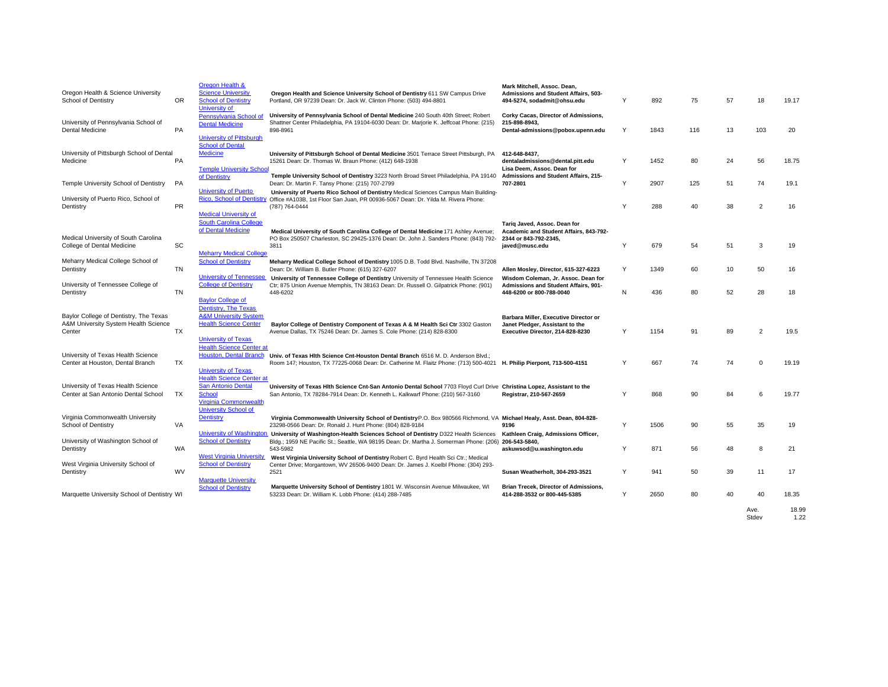| | | | | | | | | | | |
|---|---|---|---|---|---|---|---|---|---|---|
| Oregon Health & Science University School of Dentistry | OR | Oregon Health & Science University School of Dentistry | **Oregon Health and Science University School of Dentistry** 611 SW Campus Drive Portland, OR 97239 Dean: Dr. Jack W. Clinton Phone: (503) 494-8801 | **Mark Mitchell, Assoc. Dean, Admissions and Student Affairs, 503-494-5274, sodadmit@ohsu.edu** | Y | 892 | 75 | 57 | 18 | 19.17 |
| University of Pennsylvania School of Dental Medicine | PA | University of Pennsylvania School of Dental Medicine | **University of Pennsylvania School of Dental Medicine** 240 South 40th Street; Robert Shattner Center Philadelphia, PA 19104-6030 Dean: Dr. Marjorie K. Jeffcoat Phone: (215) 898-8961 | **Corky Cacas, Director of Admissions, 215-898-8943, Dental-admissions@pobox.upenn.edu** | Y | 1843 | 116 | 13 | 103 | 20 |
| University of Pittsburgh School of Dental Medicine | PA | University of Pittsburgh School of Dental Medicine | **University of Pittsburgh School of Dental Medicine** 3501 Terrace Street Pittsburgh, PA 15261 Dean: Dr. Thomas W. Braun Phone: (412) 648-1938 | **412-648-8437, dentaladmissions@dental.pitt.edu** | Y | 1452 | 80 | 24 | 56 | 18.75 |
| Temple University School of Dentistry | PA | Temple University School of Dentistry | **Temple University School of Dentistry** 3223 North Broad Street Philadelphia, PA 19140 Dean: Dr. Martin F. Tansy Phone: (215) 707-2799 | **Lisa Deem, Assoc. Dean for Admissions and Student Affairs, 215-707-2801** | Y | 2907 | 125 | 51 | 74 | 19.1 |
| University of Puerto Rico, School of Dentistry | PR | University of Puerto Rico, School of Dentistry | **University of Puerto Rico School of Dentistry** Medical Sciences Campus Main Building-Office #A103B, 1st Floor San Juan, PR 00936-5067 Dean: Dr. Yilda M. Rivera Phone: (787) 764-0444 | | Y | 288 | 40 | 38 | 2 | 16 |
| Medical University of South Carolina College of Dental Medicine | SC | Medical University of South Carolina College of Dental Medicine | **Medical University of South Carolina College of Dental Medicine** 171 Ashley Avenue; PO Box 250507 Charleston, SC 29425-1376 Dean: Dr. John J. Sanders Phone: (843) 792-3811 | **Tariq Javed, Assoc. Dean for Academic and Student Affairs, 843-792-2344 or 843-792-2345, javed@musc.edu** | Y | 679 | 54 | 51 | 3 | 19 |
| Meharry Medical College School of Dentistry | TN | Meharry Medical College School of Dentistry | **Meharry Medical College School of Dentistry** 1005 D.B. Todd Blvd. Nashville, TN 37208 Dean: Dr. William B. Butler Phone: (615) 327-6207 | **Allen Mosley, Director, 615-327-6223** | Y | 1349 | 60 | 10 | 50 | 16 |
| University of Tennessee College of Dentistry | TN | University of Tennessee College of Dentistry | **University of Tennessee College of Dentistry** University of Tennessee Health Science Ctr; 875 Union Avenue Memphis, TN 38163 Dean: Dr. Russell O. Gilpatrick Phone: (901) 448-6202 | **Wisdom Coleman, Jr. Assoc. Dean for Admissions and Student Affairs, 901-448-6200 or 800-788-0040** | N | 436 | 80 | 52 | 28 | 18 |
| Baylor College of Dentistry, The Texas A&M University System Health Science Center | TX | Baylor College of Dentistry, The Texas A&M University System Health Science Center | **Baylor College of Dentistry Component of Texas A & M Health Sci Ctr** 3302 Gaston Avenue Dallas, TX 75246 Dean: Dr. James S. Cole Phone: (214) 828-8300 | **Barbara Miller, Executive Director or Janet Pledger, Assistant to the Executive Director, 214-828-8230** | Y | 1154 | 91 | 89 | 2 | 19.5 |
| University of Texas Health Science Center at Houston, Dental Branch | TX | University of Texas Health Science Center at Houston, Dental Branch | **Univ. of Texas Hlth Science Cnt-Houston Dental Branch** 6516 M. D. Anderson Blvd.; Room 147; Houston, TX 77225-0068 Dean: Dr. Catherine M. Flaitz Phone: (713) 500-4021 | **H. Philip Pierpont, 713-500-4151** | Y | 667 | 74 | 74 | 0 | 19.19 |
| University of Texas Health Science Center at San Antonio Dental School | TX | University of Texas Health Science Center at San Antonio Dental School | **University of Texas Hlth Science Cnt-San Antonio Dental School** 7703 Floyd Curl Drive San Antonio, TX 78284-7914 Dean: Dr. Kenneth L. Kalkwarf Phone: (210) 567-3160 | **Christina Lopez, Assistant to the Registrar, 210-567-2659** | Y | 868 | 90 | 84 | 6 | 19.77 |
| Virginia Commonwealth University School of Dentistry | VA | Virginia Commonwealth University School of Dentistry | **Virginia Commonwealth University School of Dentistry** P.O. Box 980566 Richmond, VA 23298-0566 Dean: Dr. Ronald J. Hunt Phone: (804) 828-9184 | **Michael Healy, Asst. Dean, 804-828-9196** | Y | 1506 | 90 | 55 | 35 | 19 |
| University of Washington School of Dentistry | WA | University of Washington School of Dentistry | **University of Washington-Health Sciences School of Dentistry** D322 Health Sciences Bldg.; 1959 NE Pacific St.; Seattle, WA 98195 Dean: Dr. Martha J. Somerman Phone: (206) 543-5982 | **Kathleen Craig, Admissions Officer, 206-543-5840, askuwsod@u.washington.edu** | Y | 871 | 56 | 48 | 8 | 21 |
| West Virginia University School of Dentistry | WV | West Virginia University School of Dentistry | **West Virginia University School of Dentistry** Robert C. Byrd Health Sci Ctr.; Medical Center Drive; Morgantown, WV 26506-9400 Dean: Dr. James J. Koelbl Phone: (304) 293-2521 | **Susan Weatherholt, 304-293-3521** | Y | 941 | 50 | 39 | 11 | 17 |
| Marquette University School of Dentistry | WI | Marquette University School of Dentistry | **Marquette University School of Dentistry** 1801 W. Wisconsin Avenue Milwaukee, WI 53233 Dean: Dr. William K. Lobb Phone: (414) 288-7485 | **Brian Trecek, Director of Admissions, 414-288-3532 or 800-445-5385** | Y | 2650 | 80 | 40 | 40 | 18.35 |
| | | | | | | | | | Ave. | 18.99 |
| | | | | | | | | | Stdev | 1.22 |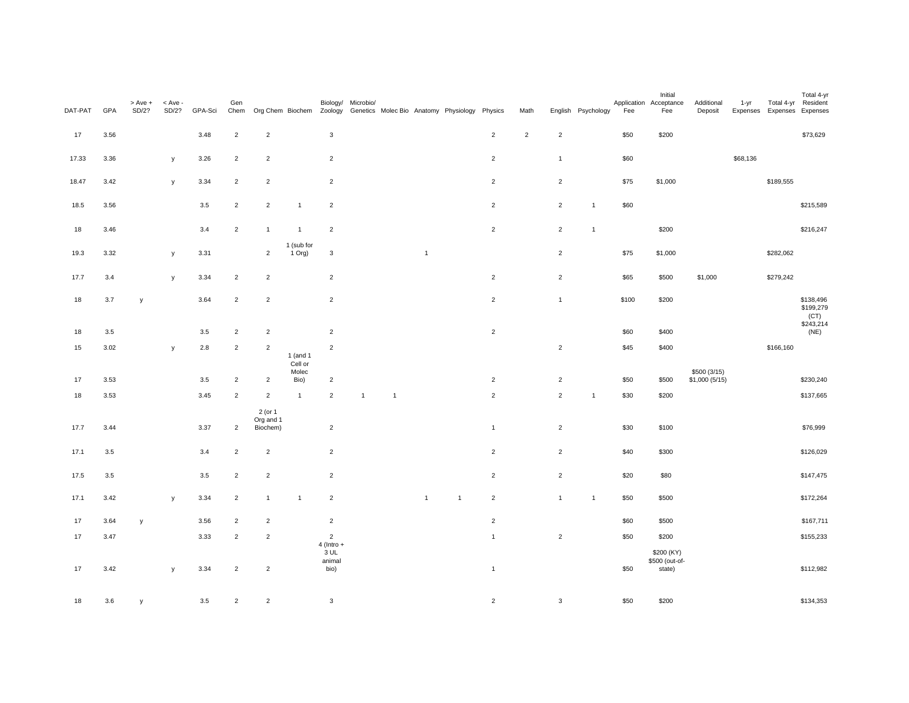| DAT-PAT | GPA | > Ave + SD/2? | < Ave - SD/2? | GPA-Sci | Gen Chem | Org Chem | Biochem | Biology/ Zoology | Microbio/ Genetics | Molec Bio | Anatomy | Physiology | Physics | Math | English | Psychology | Application Fee | Initial Acceptance Fee | Additional Deposit | 1-yr Expenses | Total 4-yr Expenses | Total 4-yr Resident Expenses |
|---|---|---|---|---|---|---|---|---|---|---|---|---|---|---|---|---|---|---|---|---|---|---|
| 17 | 3.56 | | | 3.48 | 2 | 2 | | 3 | | | | | 2 | 2 | 2 | | $50 | $200 | | | | $73,629 |
| 17.33 | 3.36 | | y | 3.26 | 2 | 2 | | 2 | | | | | 2 | | 1 | | $60 | | | $68,136 | | |
| 18.47 | 3.42 | | y | 3.34 | 2 | 2 | | 2 | | | | | 2 | | 2 | | $75 | $1,000 | | | $189,555 | |
| 18.5 | 3.56 | | | 3.5 | 2 | 2 | 1 | 2 | | | | | 2 | | 2 | 1 | $60 | | | | | $215,589 |
| 18 | 3.46 | | | 3.4 | 2 | 1 | 1 | 2 | | | | | 2 | | 2 | 1 | | $200 | | | | $216,247 |
| 19.3 | 3.32 | | y | 3.31 | | 2 | 1 (sub for 1 Org) | 3 | | | 1 | | | | 2 | | $75 | $1,000 | | | $282,062 | |
| 17.7 | 3.4 | | y | 3.34 | 2 | 2 | | 2 | | | | | 2 | | 2 | | $65 | $500 | $1,000 | | $279,242 | |
| 18 | 3.7 | y | | 3.64 | 2 | 2 | | 2 | | | | | 2 | | 1 | | $100 | $200 | | | | $138,496 |
| 18 | 3.5 | | | 3.5 | 2 | 2 | | 2 | | | | | 2 | | | | $60 | $400 | | | | $199,279 (CT) $243,214 (NE) |
| 15 | 3.02 | | y | 2.8 | 2 | 2 | | 2 | | | | | | | 2 | | $45 | $400 | | | $166,160 | |
| 17 | 3.53 | | | 3.5 | 2 | 2 | 1 (and 1 Cell or Molec Bio) | 2 | | | | | 2 | | 2 | | $50 | $500 | $500 (3/15) $1,000 (5/15) | | | $230,240 |
| 18 | 3.53 | | | 3.45 | 2 | 2 | 1 | 2 | 1 | 1 | | | 2 | | 2 | 1 | $30 | $200 | | | | $137,665 |
| 17.7 | 3.44 | | | 3.37 | 2 | 2 (or 1 Org and 1 Biochem) | | 2 | | | | | 1 | | 2 | | $30 | $100 | | | | $76,999 |
| 17.1 | 3.5 | | | 3.4 | 2 | 2 | | 2 | | | | | 2 | | 2 | | $40 | $300 | | | | $126,029 |
| 17.5 | 3.5 | | | 3.5 | 2 | 2 | | 2 | | | | | 2 | | 2 | | $20 | $80 | | | | $147,475 |
| 17.1 | 3.42 | | y | 3.34 | 2 | 1 | 1 | 2 | | | 1 | 1 | 2 | | 1 | 1 | $50 | $500 | | | | $172,264 |
| 17 | 3.64 | y | | 3.56 | 2 | 2 | | 2 | | | | | 2 | | | | $60 | $500 | | | | $167,711 |
| 17 | 3.47 | | | 3.33 | 2 | 2 | | 2 | | | | | 1 | | 2 | | $50 | $200 | | | | $155,233 |
| 17 | 3.42 | | y | 3.34 | 2 | 2 | | 4 (Intro + 3 UL animal bio) | | | | | 1 | | | | $50 | $200 (KY) $500 (out-of-state) | | | | $112,982 |
| 18 | 3.6 | y | | 3.5 | 2 | 2 | | 3 | | | | | 2 | | 3 | | $50 | $200 | | | | $134,353 |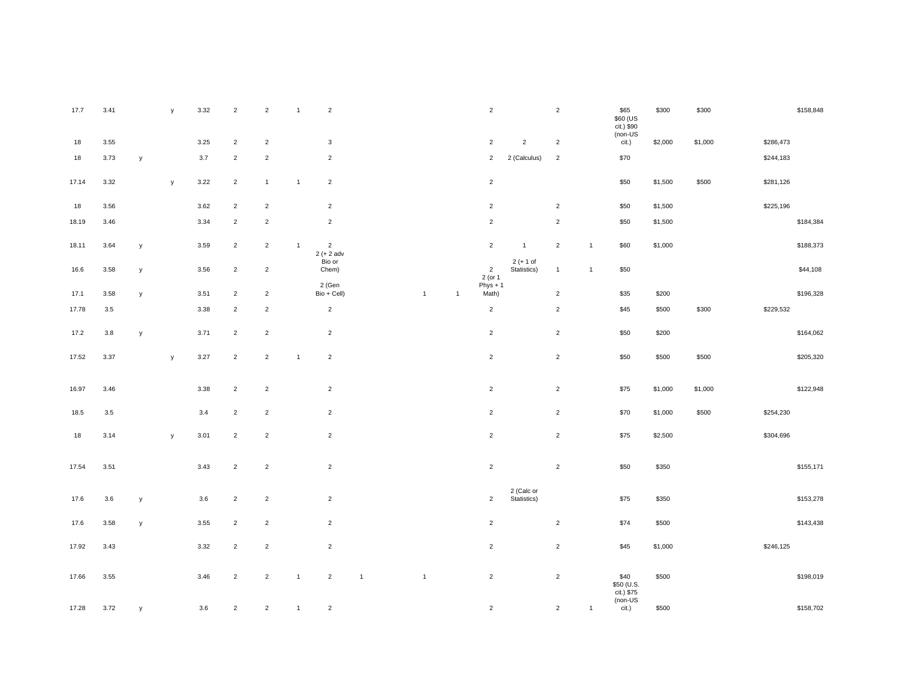| | | | | | | | | | | | | | | | | | | | | | | |
|---|---|---|---|---|---|---|---|---|---|---|---|---|---|---|---|---|---|---|---|---|---|---|
| 17.7 | 3.41 | | y | 3.32 | 2 | 2 | 1 | 2 | | | | | 2 | | 2 | | $65 | $300 | $300 | | | $158,848 |
| 18 | 3.55 | | | 3.25 | 2 | 2 | | 3 | | | | | 2 | 2 | 2 | | $60 (US cit.) $90 (non-US cit.) | $2,000 | $1,000 | | $286,473 | |
| 18 | 3.73 | y | | 3.7 | 2 | 2 | | 2 | | | | | 2 | 2 (Calculus) | 2 | | $70 | | | | $244,183 | |
| 17.14 | 3.32 | | y | 3.22 | 2 | 1 | 1 | 2 | | | | | 2 | | | | $50 | $1,500 | $500 | | $281,126 | |
| 18 | 3.56 | | | 3.62 | 2 | 2 | | 2 | | | | | 2 | | 2 | | $50 | $1,500 | | | $225,196 | |
| 18.19 | 3.46 | | | 3.34 | 2 | 2 | | 2 | | | | | 2 | | 2 | | $50 | $1,500 | | | | $184,384 |
| 18.11 | 3.64 | y | | 3.59 | 2 | 2 | 1 | 2 | | | | | 2 | 1 | 2 | 1 | $60 | $1,000 | | | | $188,373 |
| 16.6 | 3.58 | y | | 3.56 | 2 | 2 | | 2 (+ 2 adv Bio or Chem) | | | | | 2 | 2 (+ 1 of Statistics) | 1 | 1 | $50 | | | | | $44,108 |
| 17.1 | 3.58 | y | | 3.51 | 2 | 2 | | 2 (Gen Bio + Cell) | | | 1 | 1 | 2 (or 1 Phys + 1 Math) | | 2 | | $35 | $200 | | | | $196,328 |
| 17.78 | 3.5 | | | 3.38 | 2 | 2 | | 2 | | | | | 2 | | 2 | | $45 | $500 | $300 | | $229,532 | |
| 17.2 | 3.8 | y | | 3.71 | 2 | 2 | | 2 | | | | | 2 | | 2 | | $50 | $200 | | | | $164,062 |
| 17.52 | 3.37 | | y | 3.27 | 2 | 2 | 1 | 2 | | | | | 2 | | 2 | | $50 | $500 | $500 | | | $205,320 |
| 16.97 | 3.46 | | | 3.38 | 2 | 2 | | 2 | | | | | 2 | | 2 | | $75 | $1,000 | $1,000 | | | $122,948 |
| 18.5 | 3.5 | | | 3.4 | 2 | 2 | | 2 | | | | | 2 | | 2 | | $70 | $1,000 | $500 | | $254,230 | |
| 18 | 3.14 | | y | 3.01 | 2 | 2 | | 2 | | | | | 2 | | 2 | | $75 | $2,500 | | | $304,696 | |
| 17.54 | 3.51 | | | 3.43 | 2 | 2 | | 2 | | | | | 2 | | 2 | | $50 | $350 | | | | $155,171 |
| 17.6 | 3.6 | y | | 3.6 | 2 | 2 | | 2 | | | | | 2 | 2 (Calc or Statistics) | | | $75 | $350 | | | | $153,278 |
| 17.6 | 3.58 | y | | 3.55 | 2 | 2 | | 2 | | | | | 2 | | 2 | | $74 | $500 | | | | $143,438 |
| 17.92 | 3.43 | | | 3.32 | 2 | 2 | | 2 | | | | | 2 | | 2 | | $45 | $1,000 | | | $246,125 | |
| 17.66 | 3.55 | | | 3.46 | 2 | 2 | 1 | 2 | 1 | | 1 | | 2 | | 2 | | $40 | $500 | | | | $198,019 |
| 17.28 | 3.72 | y | | 3.6 | 2 | 2 | 1 | 2 | | | | | 2 | | 2 | 1 | $50 (U.S. cit.) $75 (non-US cit.) | $500 | | | | $158,702 |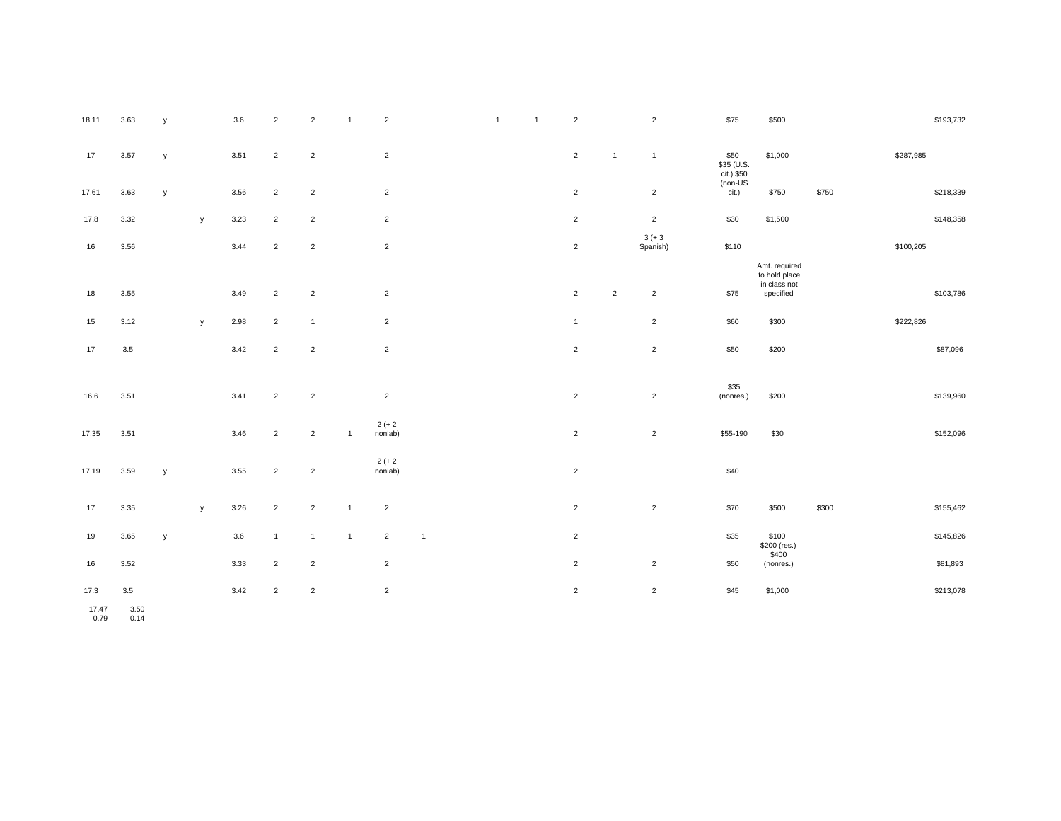| | | | | | | | | | | | | | | | | | | | | | | |
|---|---|---|---|---|---|---|---|---|---|---|---|---|---|---|---|---|---|---|---|---|---|---|
| 18.11 | 3.63 | y | | 3.6 | 2 | 2 | 1 | 2 | | | 1 | 1 | 2 | | 2 | | $75 | $500 | | | | $193,732 |
| 17 | 3.57 | y | | 3.51 | 2 | 2 | | 2 | | | | | 2 | 1 | 1 | | $50 | $1,000 | | | $287,985 | |
| 17.61 | 3.63 | y | | 3.56 | 2 | 2 | | 2 | | | | | 2 | | 2 | | $35 (U.S. cit.) $50 (non-US cit.) | $750 | $750 | | | $218,339 |
| 17.8 | 3.32 | | y | 3.23 | 2 | 2 | | 2 | | | | | 2 | | 2 | | $30 | $1,500 | | | | $148,358 |
| 16 | 3.56 | | | 3.44 | 2 | 2 | | 2 | | | | | 2 | | 3 (+ 3 Spanish) | | $110 | | | | $100,205 | |
| 18 | 3.55 | | | 3.49 | 2 | 2 | | 2 | | | | | 2 | 2 | 2 | | $75 | Amt. required to hold place in class not specified | | | | $103,786 |
| 15 | 3.12 | | y | 2.98 | 2 | 1 | | 2 | | | | | 1 | | 2 | | $60 | $300 | | | $222,826 | |
| 17 | 3.5 | | | 3.42 | 2 | 2 | | 2 | | | | | 2 | | 2 | | $50 | $200 | | | | $87,096 |
| 16.6 | 3.51 | | | 3.41 | 2 | 2 | | 2 | | | | | 2 | | 2 | | $35 (nonres.) | $200 | | | | $139,960 |
| 17.35 | 3.51 | | | 3.46 | 2 | 2 | 1 | 2 (+ 2 nonlab) | | | | | 2 | | 2 | | $55-190 | $30 | | | | $152,096 |
| 17.19 | 3.59 | y | | 3.55 | 2 | 2 | | 2 (+ 2 nonlab) | | | | | 2 | | | | $40 | | | | | |
| 17 | 3.35 | | y | 3.26 | 2 | 2 | 1 | 2 | | | | | 2 | | 2 | | $70 | $500 | $300 | | | $155,462 |
| 19 | 3.65 | y | | 3.6 | 1 | 1 | 1 | 2 | 1 | | | | 2 | | | | $35 | $100 | | | | $145,826 |
| 16 | 3.52 | | | 3.33 | 2 | 2 | | 2 | | | | | 2 | | 2 | | $50 | $200 (res.) $400 (nonres.) | | | | $81,893 |
| 17.3 | 3.5 | | | 3.42 | 2 | 2 | | 2 | | | | | 2 | | 2 | | $45 | $1,000 | | | | $213,078 |
| 17.47 | 3.50 | | | | | | | | | | | | | | | | | | | | | |
| 0.79 | 0.14 | | | | | | | | | | | | | | | | | | | | | |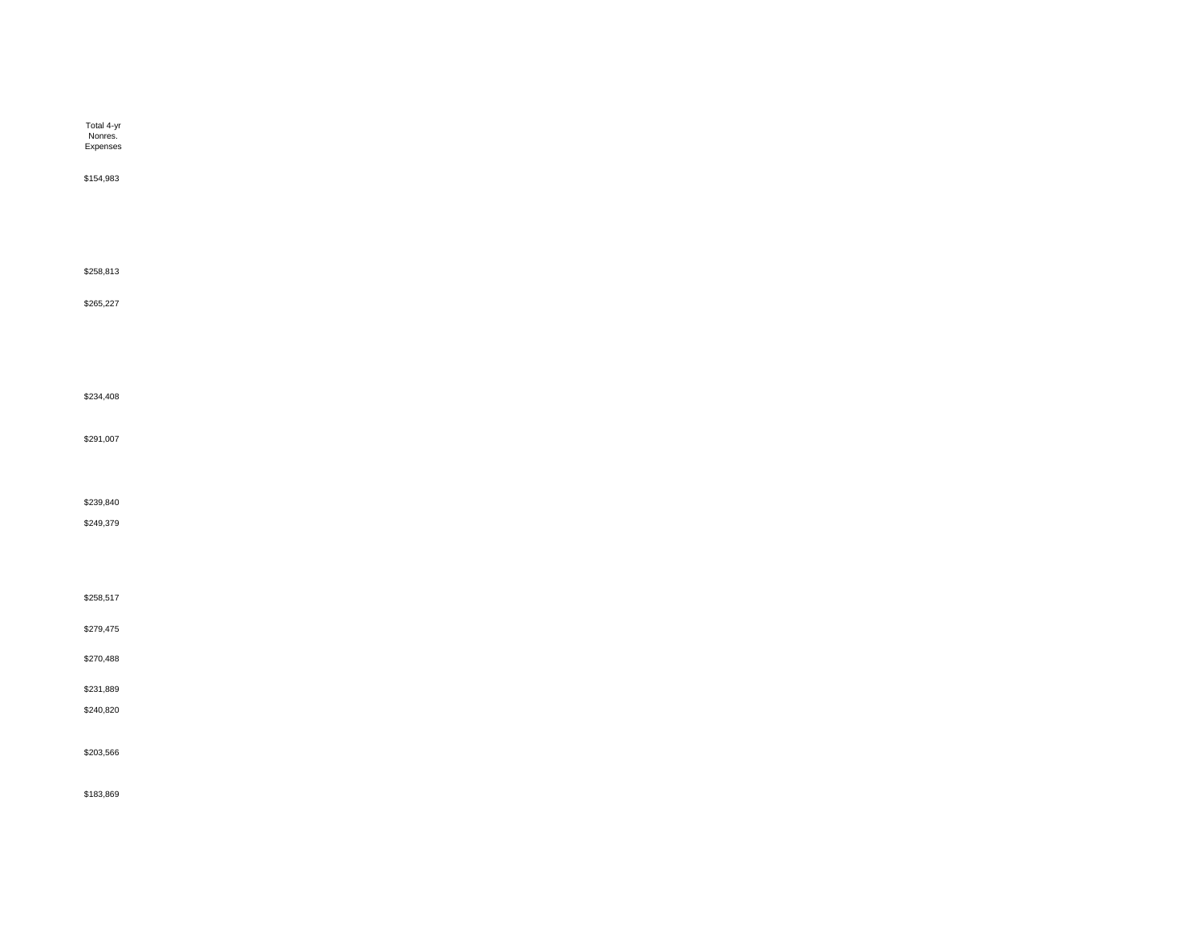| Total 4-yr Nonres. Expenses |
| --- |
| $154,983 |
| |
| $258,813 |
| $265,227 |
| |
| $234,408 |
| $291,007 |
| |
| $239,840 |
| $249,379 |
| |
| $258,517 |
| $279,475 |
| $270,488 |
| $231,889 |
| $240,820 |
| |
| $203,566 |
| |
| $183,869 |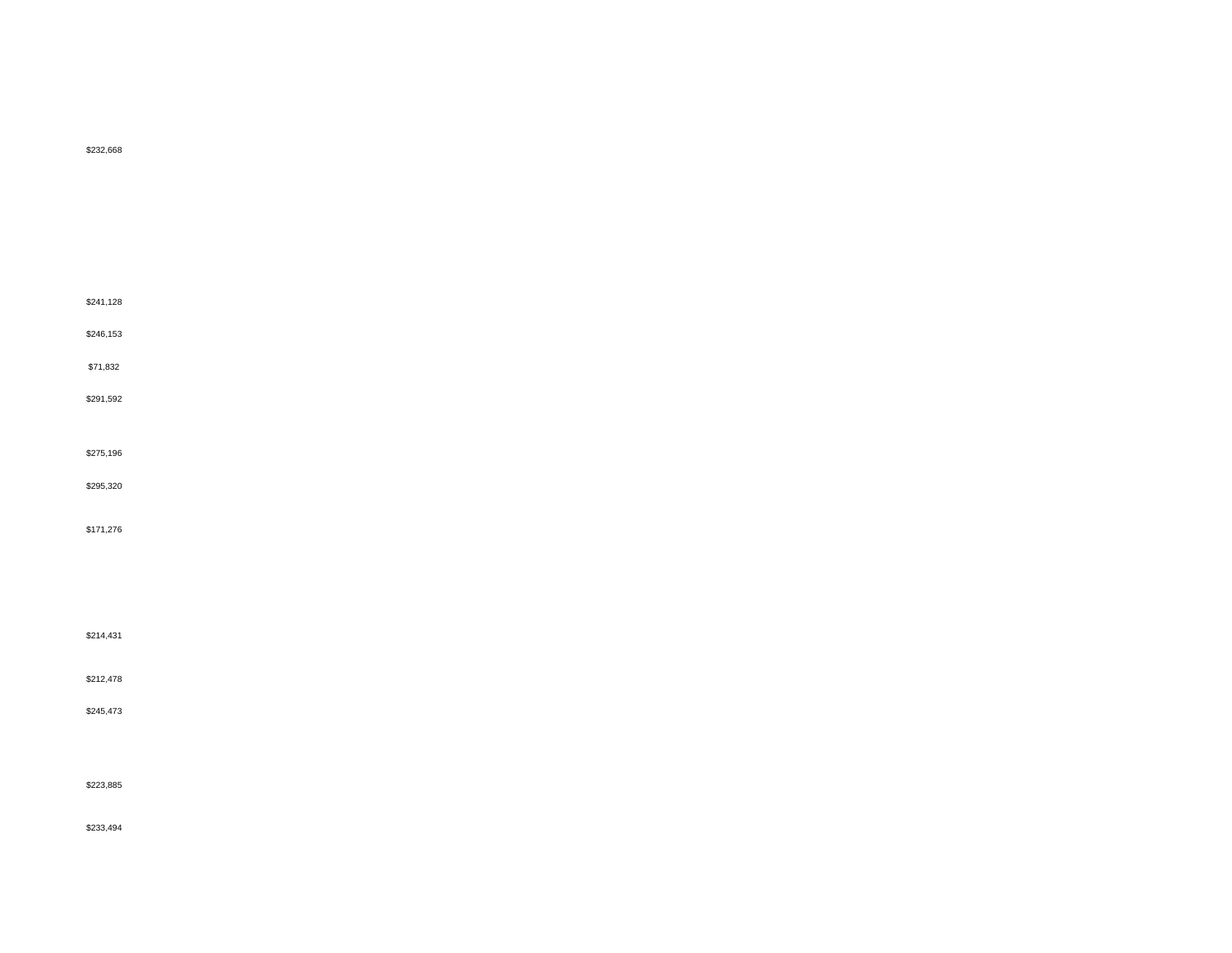$232,668

$241,128

$246,153

$71,832

$291,592

$275,196

$295,320

$171,276

$214,431

$212,478

$245,473

$223,885

$233,494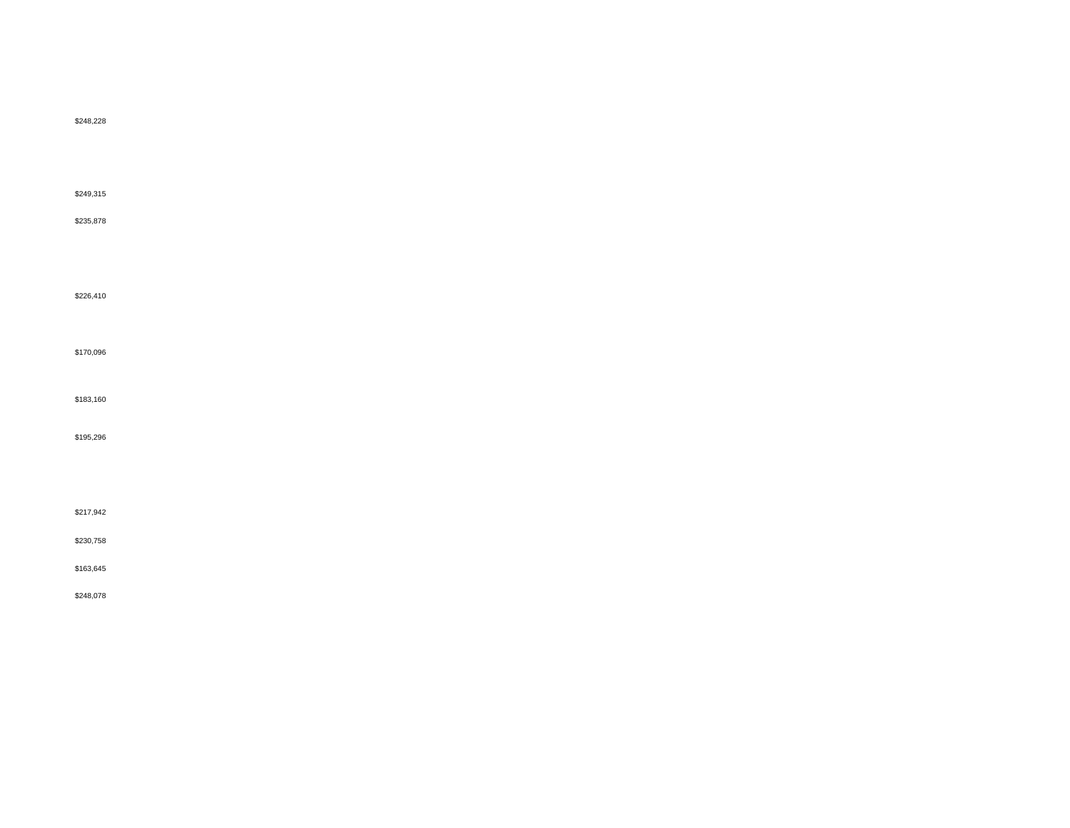$248,228

$249,315

$235,878

$226,410

$170,096

$183,160

$195,296

$217,942

$230,758

$163,645

$248,078